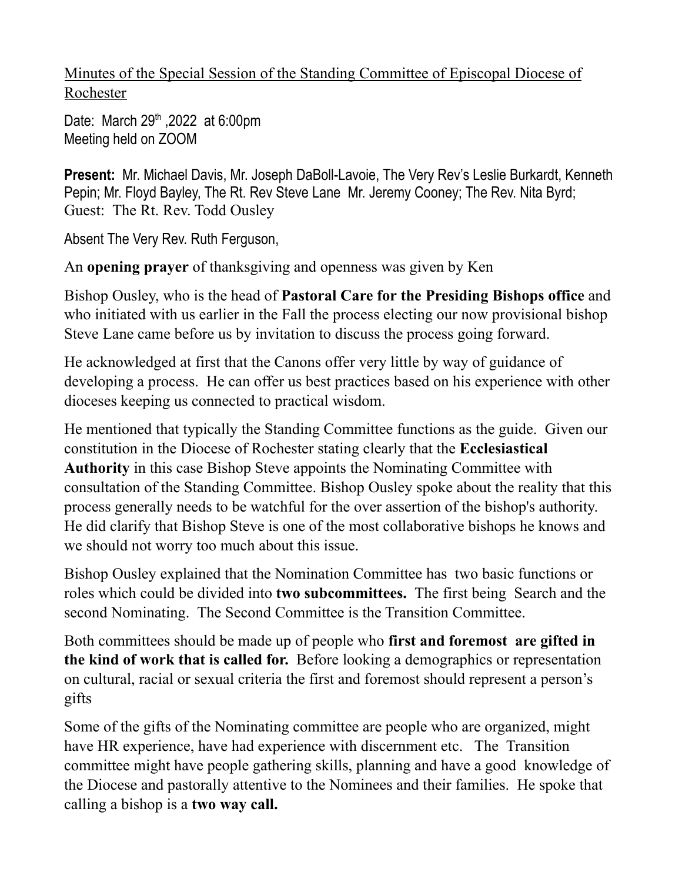Minutes of the Special Session of the Standing Committee of Episcopal Diocese of Rochester

Date: March 29th ,2022 at 6:00pm
Meeting held on ZOOM

**Present:** Mr. Michael Davis, Mr. Joseph DaBoll-Lavoie, The Very Rev's Leslie Burkardt, Kenneth Pepin; Mr. Floyd Bayley, The Rt. Rev Steve Lane Mr. Jeremy Cooney; The Rev. Nita Byrd; Guest: The Rt. Rev. Todd Ousley

Absent The Very Rev. Ruth Ferguson,

An **opening prayer** of thanksgiving and openness was given by Ken

Bishop Ousley, who is the head of **Pastoral Care for the Presiding Bishops office** and who initiated with us earlier in the Fall the process electing our now provisional bishop Steve Lane came before us by invitation to discuss the process going forward.

He acknowledged at first that the Canons offer very little by way of guidance of developing a process. He can offer us best practices based on his experience with other dioceses keeping us connected to practical wisdom.

He mentioned that typically the Standing Committee functions as the guide. Given our constitution in the Diocese of Rochester stating clearly that the **Ecclesiastical Authority** in this case Bishop Steve appoints the Nominating Committee with consultation of the Standing Committee. Bishop Ousley spoke about the reality that this process generally needs to be watchful for the over assertion of the bishop's authority. He did clarify that Bishop Steve is one of the most collaborative bishops he knows and we should not worry too much about this issue.

Bishop Ousley explained that the Nomination Committee has two basic functions or roles which could be divided into **two subcommittees.** The first being Search and the second Nominating. The Second Committee is the Transition Committee.

Both committees should be made up of people who **first and foremost are gifted in the kind of work that is called for.** Before looking a demographics or representation on cultural, racial or sexual criteria the first and foremost should represent a person's gifts

Some of the gifts of the Nominating committee are people who are organized, might have HR experience, have had experience with discernment etc. The Transition committee might have people gathering skills, planning and have a good knowledge of the Diocese and pastorally attentive to the Nominees and their families. He spoke that calling a bishop is a **two way call.**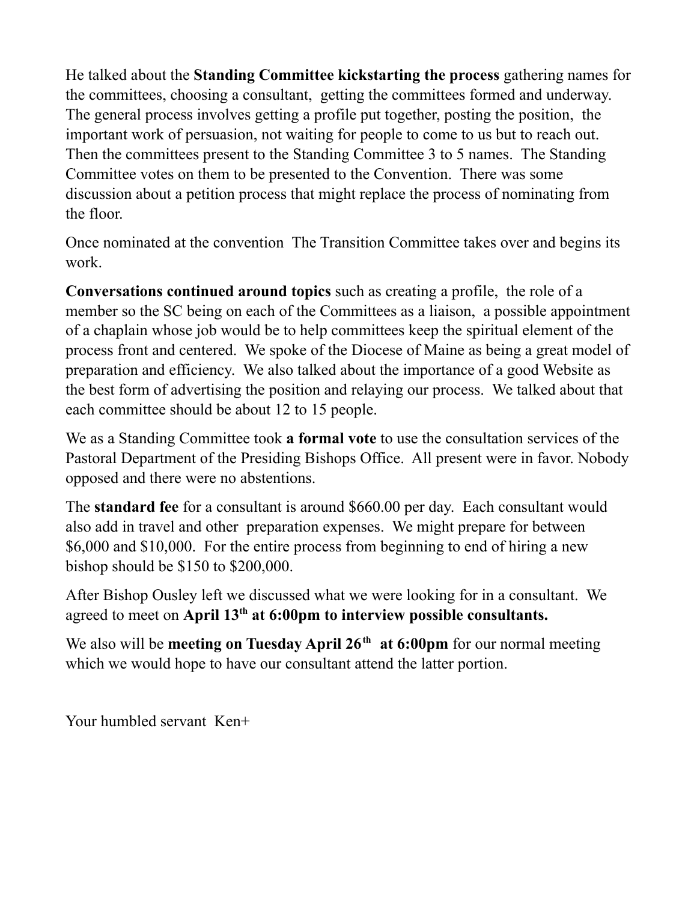He talked about the **Standing Committee kickstarting the process** gathering names for the committees, choosing a consultant, getting the committees formed and underway. The general process involves getting a profile put together, posting the position, the important work of persuasion, not waiting for people to come to us but to reach out. Then the committees present to the Standing Committee 3 to 5 names. The Standing Committee votes on them to be presented to the Convention. There was some discussion about a petition process that might replace the process of nominating from the floor.

Once nominated at the convention The Transition Committee takes over and begins its work.

**Conversations continued around topics** such as creating a profile, the role of a member so the SC being on each of the Committees as a liaison, a possible appointment of a chaplain whose job would be to help committees keep the spiritual element of the process front and centered. We spoke of the Diocese of Maine as being a great model of preparation and efficiency. We also talked about the importance of a good Website as the best form of advertising the position and relaying our process. We talked about that each committee should be about 12 to 15 people.

We as a Standing Committee took **a formal vote** to use the consultation services of the Pastoral Department of the Presiding Bishops Office. All present were in favor. Nobody opposed and there were no abstentions.

The **standard fee** for a consultant is around $660.00 per day. Each consultant would also add in travel and other preparation expenses. We might prepare for between $6,000 and $10,000. For the entire process from beginning to end of hiring a new bishop should be $150 to $200,000.

After Bishop Ousley left we discussed what we were looking for in a consultant. We agreed to meet on **April 13th at 6:00pm to interview possible consultants.**

We also will be **meeting on Tuesday April 26th at 6:00pm** for our normal meeting which we would hope to have our consultant attend the latter portion.

Your humbled servant Ken+